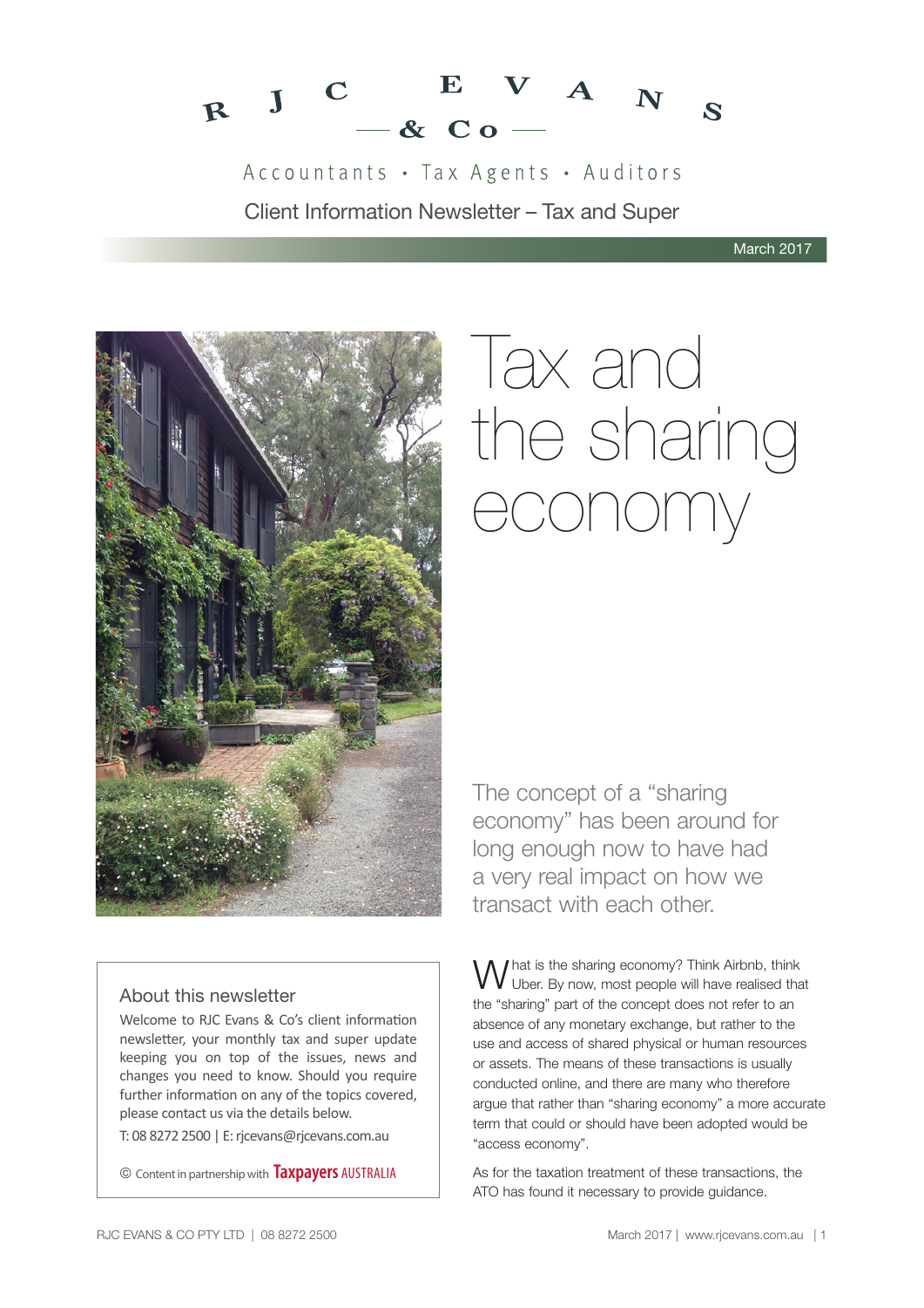# RJC EVANS & Co

Accountants • Tax Agents • Auditors

Client Information Newsletter – Tax and Super

March 2017

# Tax and the sharing economy

The concept of a "sharing economy" has been around for long enough now to have had a very real impact on how we transact with each other.

What is the sharing economy? Think Airbnb, think Uber. By now, most people will have realised that the "sharing" part of the concept does not refer to an absence of any monetary exchange, but rather to the use and access of shared physical or human resources or assets. The means of these transactions is usually conducted online, and there are many who therefore argue that rather than "sharing economy" a more accurate term that could or should have been adopted would be "access economy".

As for the taxation treatment of these transactions, the ATO has found it necessary to provide guidance.

## About this newsletter

Welcome to RJC Evans & Co's client information newsletter, your monthly tax and super update keeping you on top of the issues, news and changes you need to know. Should you require further information on any of the topics covered, please contact us via the details below.

T: 08 8272 2500 | E: rjcevans@rjcevans.com.au

© Content in partnership with Taxpayers AUSTRALIA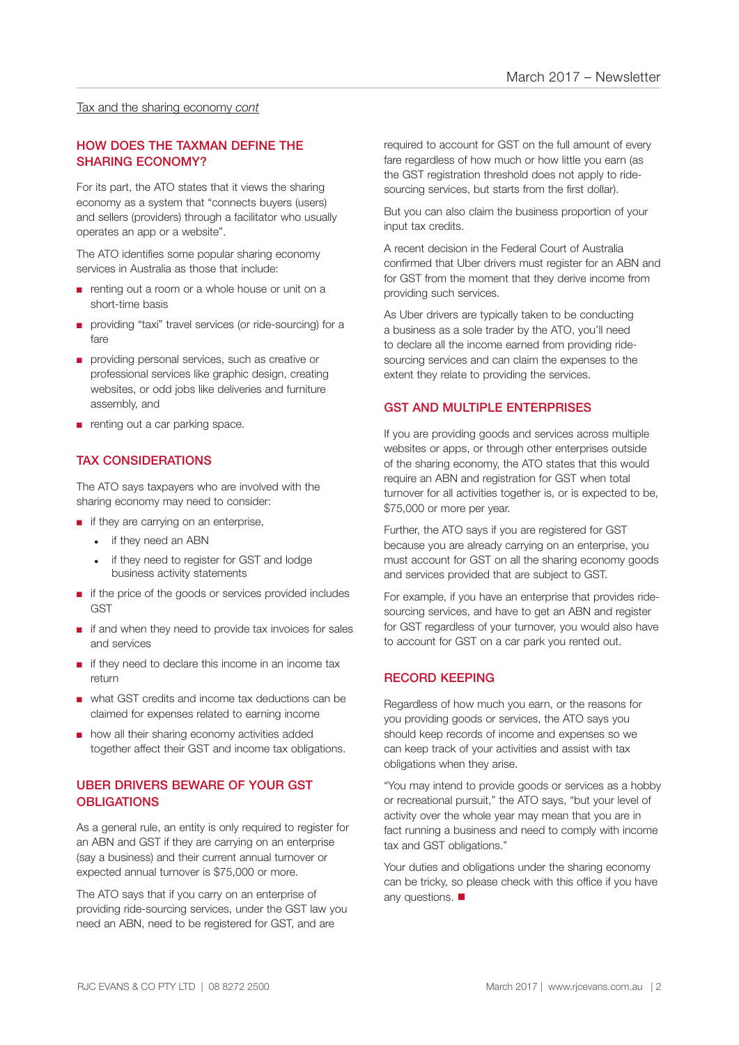Tax and the sharing economy *cont*

## HOW DOES THE TAXMAN DEFINE THE SHARING ECONOMY?

For its part, the ATO states that it views the sharing economy as a system that "connects buyers (users) and sellers (providers) through a facilitator who usually operates an app or a website".

The ATO identifies some popular sharing economy services in Australia as those that include:

- renting out a room or a whole house or unit on a short-time basis
- providing "taxi" travel services (or ride-sourcing) for a fare
- providing personal services, such as creative or professional services like graphic design, creating websites, or odd jobs like deliveries and furniture assembly, and
- renting out a car parking space.

## TAX CONSIDERATIONS

The ATO says taxpayers who are involved with the sharing economy may need to consider:

- if they are carrying on an enterprise,
  - if they need an ABN
  - if they need to register for GST and lodge business activity statements
- if the price of the goods or services provided includes GST
- if and when they need to provide tax invoices for sales and services
- if they need to declare this income in an income tax return
- what GST credits and income tax deductions can be claimed for expenses related to earning income
- how all their sharing economy activities added together affect their GST and income tax obligations.

## UBER DRIVERS BEWARE OF YOUR GST OBLIGATIONS

As a general rule, an entity is only required to register for an ABN and GST if they are carrying on an enterprise (say a business) and their current annual turnover or expected annual turnover is $75,000 or more.

The ATO says that if you carry on an enterprise of providing ride-sourcing services, under the GST law you need an ABN, need to be registered for GST, and are required to account for GST on the full amount of every fare regardless of how much or how little you earn (as the GST registration threshold does not apply to ride-sourcing services, but starts from the first dollar).

But you can also claim the business proportion of your input tax credits.

A recent decision in the Federal Court of Australia confirmed that Uber drivers must register for an ABN and for GST from the moment that they derive income from providing such services.

As Uber drivers are typically taken to be conducting a business as a sole trader by the ATO, you'll need to declare all the income earned from providing ride-sourcing services and can claim the expenses to the extent they relate to providing the services.

## GST AND MULTIPLE ENTERPRISES

If you are providing goods and services across multiple websites or apps, or through other enterprises outside of the sharing economy, the ATO states that this would require an ABN and registration for GST when total turnover for all activities together is, or is expected to be, $75,000 or more per year.

Further, the ATO says if you are registered for GST because you are already carrying on an enterprise, you must account for GST on all the sharing economy goods and services provided that are subject to GST.

For example, if you have an enterprise that provides ride-sourcing services, and have to get an ABN and register for GST regardless of your turnover, you would also have to account for GST on a car park you rented out.

## RECORD KEEPING

Regardless of how much you earn, or the reasons for you providing goods or services, the ATO says you should keep records of income and expenses so we can keep track of your activities and assist with tax obligations when they arise.

"You may intend to provide goods or services as a hobby or recreational pursuit," the ATO says, "but your level of activity over the whole year may mean that you are in fact running a business and need to comply with income tax and GST obligations."

Your duties and obligations under the sharing economy can be tricky, so please check with this office if you have any questions. ■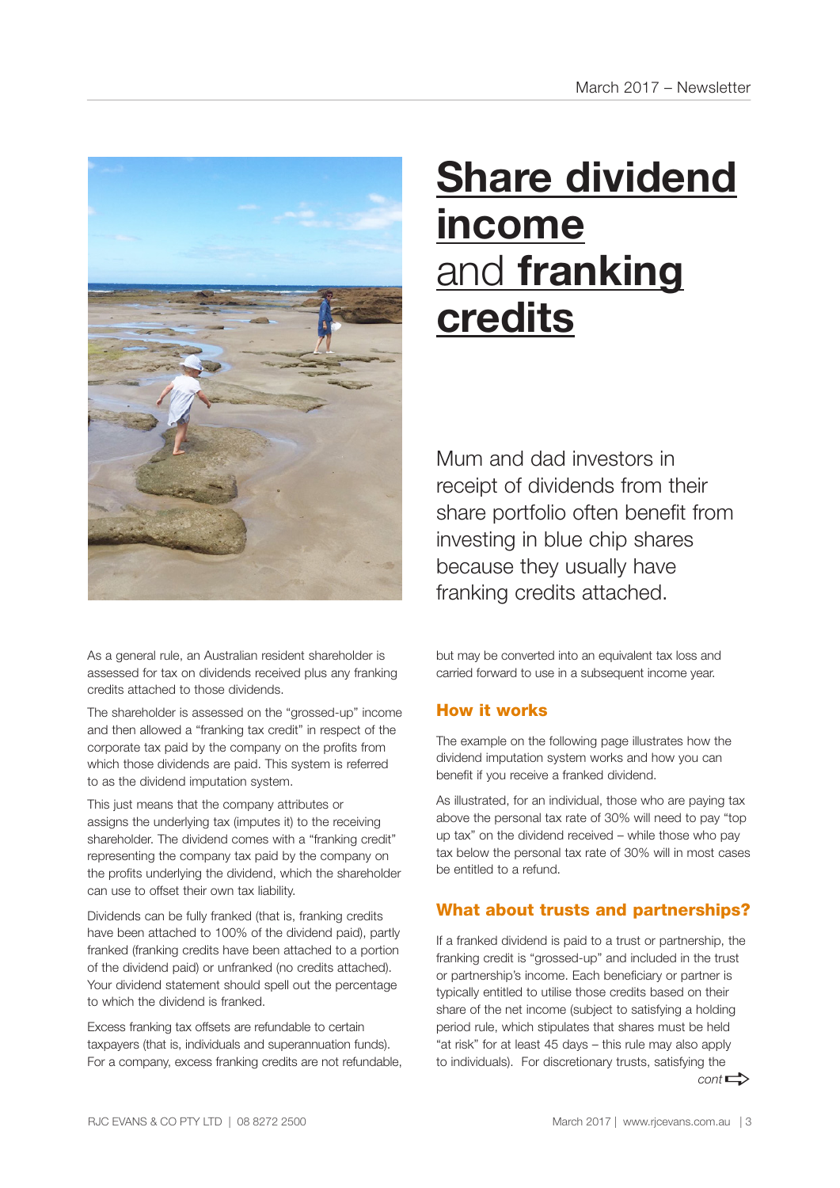# Share dividend income and franking credits

Mum and dad investors in receipt of dividends from their share portfolio often benefit from investing in blue chip shares because they usually have franking credits attached.

As a general rule, an Australian resident shareholder is assessed for tax on dividends received plus any franking credits attached to those dividends.

The shareholder is assessed on the "grossed-up" income and then allowed a "franking tax credit" in respect of the corporate tax paid by the company on the profits from which those dividends are paid. This system is referred to as the dividend imputation system.

This just means that the company attributes or assigns the underlying tax (imputes it) to the receiving shareholder. The dividend comes with a "franking credit" representing the company tax paid by the company on the profits underlying the dividend, which the shareholder can use to offset their own tax liability.

Dividends can be fully franked (that is, franking credits have been attached to 100% of the dividend paid), partly franked (franking credits have been attached to a portion of the dividend paid) or unfranked (no credits attached). Your dividend statement should spell out the percentage to which the dividend is franked.

Excess franking tax offsets are refundable to certain taxpayers (that is, individuals and superannuation funds). For a company, excess franking credits are not refundable, but may be converted into an equivalent tax loss and carried forward to use in a subsequent income year.

## How it works

The example on the following page illustrates how the dividend imputation system works and how you can benefit if you receive a franked dividend.

As illustrated, for an individual, those who are paying tax above the personal tax rate of 30% will need to pay "top up tax" on the dividend received – while those who pay tax below the personal tax rate of 30% will in most cases be entitled to a refund.

## What about trusts and partnerships?

If a franked dividend is paid to a trust or partnership, the franking credit is "grossed-up" and included in the trust or partnership's income. Each beneficiary or partner is typically entitled to utilise those credits based on their share of the net income (subject to satisfying a holding period rule, which stipulates that shares must be held "at risk" for at least 45 days – this rule may also apply to individuals). For discretionary trusts, satisfying the

*cont* ⇨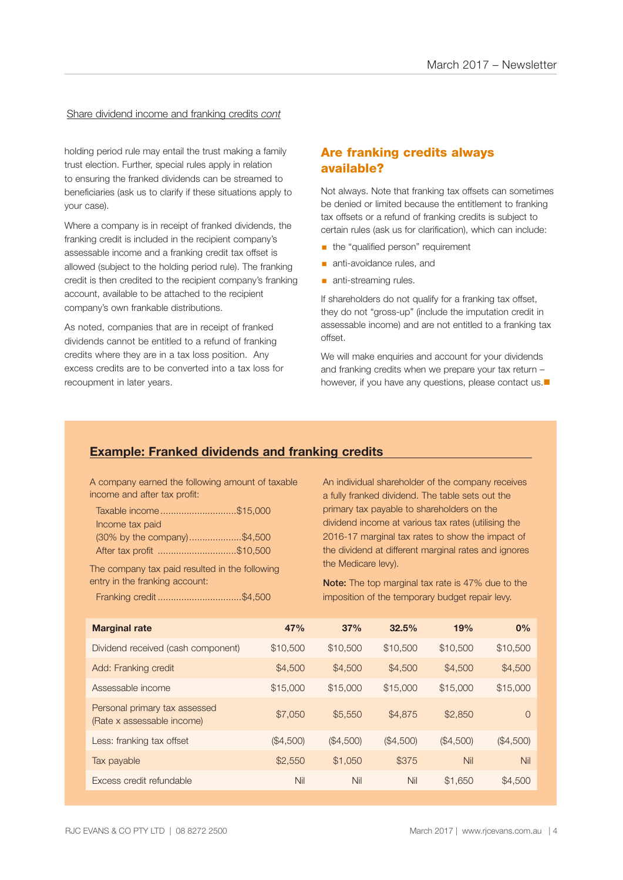Share dividend income and franking credits *cont*

holding period rule may entail the trust making a family trust election. Further, special rules apply in relation to ensuring the franked dividends can be streamed to beneficiaries (ask us to clarify if these situations apply to your case).

Where a company is in receipt of franked dividends, the franking credit is included in the recipient company's assessable income and a franking credit tax offset is allowed (subject to the holding period rule). The franking credit is then credited to the recipient company's franking account, available to be attached to the recipient company's own frankable distributions.

As noted, companies that are in receipt of franked dividends cannot be entitled to a refund of franking credits where they are in a tax loss position. Any excess credits are to be converted into a tax loss for recoupment in later years.

## Are franking credits always available?

Not always. Note that franking tax offsets can sometimes be denied or limited because the entitlement to franking tax offsets or a refund of franking credits is subject to certain rules (ask us for clarification), which can include:

- the "qualified person" requirement
- anti-avoidance rules, and
- anti-streaming rules.

If shareholders do not qualify for a franking tax offset, they do not "gross-up" (include the imputation credit in assessable income) and are not entitled to a franking tax offset.

We will make enquiries and account for your dividends and franking credits when we prepare your tax return – however, if you have any questions, please contact us.

## Example: Franked dividends and franking credits

A company earned the following amount of taxable income and after tax profit:

Taxable income ............................$15,000
Income tax paid
(30% by the company)....................$4,500
After tax profit ..............................$10,500

The company tax paid resulted in the following entry in the franking account:

Franking credit ...............................$4,500

An individual shareholder of the company receives a fully franked dividend. The table sets out the primary tax payable to shareholders on the dividend income at various tax rates (utilising the 2016-17 marginal tax rates to show the impact of the dividend at different marginal rates and ignores the Medicare levy).

**Note:** The top marginal tax rate is 47% due to the imposition of the temporary budget repair levy.

| **Marginal rate** | **47%** | **37%** | **32.5%** | **19%** | **0%** |
|---|---|---|---|---|---|
| Dividend received (cash component) | $10,500 | $10,500 | $10,500 | $10,500 | $10,500 |
| Add: Franking credit | $4,500 | $4,500 | $4,500 | $4,500 | $4,500 |
| Assessable income | $15,000 | $15,000 | $15,000 | $15,000 | $15,000 |
| Personal primary tax assessed (Rate x assessable income) | $7,050 | $5,550 | $4,875 | $2,850 | 0 |
| Less: franking tax offset | ($4,500) | ($4,500) | ($4,500) | ($4,500) | ($4,500) |
| Tax payable | $2,550 | $1,050 | $375 | Nil | Nil |
| Excess credit refundable | Nil | Nil | Nil | $1,650 | $4,500 |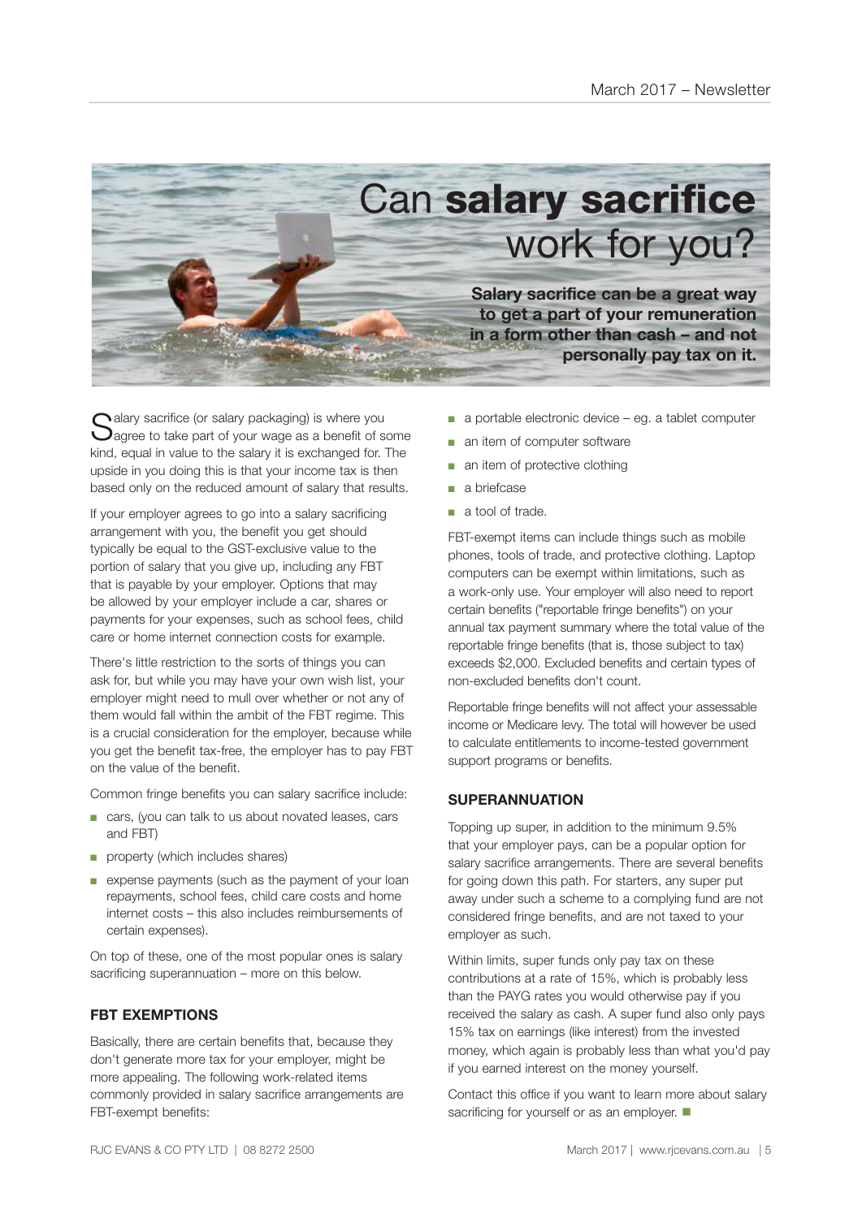# Can **salary sacrifice** work for you?

**Salary sacrifice can be a great way to get a part of your remuneration in a form other than cash – and not personally pay tax on it.**

Salary sacrifice (or salary packaging) is where you agree to take part of your wage as a benefit of some kind, equal in value to the salary it is exchanged for. The upside in you doing this is that your income tax is then based only on the reduced amount of salary that results.

If your employer agrees to go into a salary sacrificing arrangement with you, the benefit you get should typically be equal to the GST-exclusive value to the portion of salary that you give up, including any FBT that is payable by your employer. Options that may be allowed by your employer include a car, shares or payments for your expenses, such as school fees, child care or home internet connection costs for example.

There's little restriction to the sorts of things you can ask for, but while you may have your own wish list, your employer might need to mull over whether or not any of them would fall within the ambit of the FBT regime. This is a crucial consideration for the employer, because while you get the benefit tax-free, the employer has to pay FBT on the value of the benefit.

Common fringe benefits you can salary sacrifice include:

- cars, (you can talk to us about novated leases, cars and FBT)
- property (which includes shares)
- expense payments (such as the payment of your loan repayments, school fees, child care costs and home internet costs – this also includes reimbursements of certain expenses).

On top of these, one of the most popular ones is salary sacrificing superannuation – more on this below.

## FBT EXEMPTIONS

Basically, there are certain benefits that, because they don't generate more tax for your employer, might be more appealing. The following work-related items commonly provided in salary sacrifice arrangements are FBT-exempt benefits:

- a portable electronic device – eg. a tablet computer
- an item of computer software
- an item of protective clothing
- a briefcase
- a tool of trade.

FBT-exempt items can include things such as mobile phones, tools of trade, and protective clothing. Laptop computers can be exempt within limitations, such as a work-only use. Your employer will also need to report certain benefits ("reportable fringe benefits") on your annual tax payment summary where the total value of the reportable fringe benefits (that is, those subject to tax) exceeds $2,000. Excluded benefits and certain types of non-excluded benefits don't count.

Reportable fringe benefits will not affect your assessable income or Medicare levy. The total will however be used to calculate entitlements to income-tested government support programs or benefits.

## SUPERANNUATION

Topping up super, in addition to the minimum 9.5% that your employer pays, can be a popular option for salary sacrifice arrangements. There are several benefits for going down this path. For starters, any super put away under such a scheme to a complying fund are not considered fringe benefits, and are not taxed to your employer as such.

Within limits, super funds only pay tax on these contributions at a rate of 15%, which is probably less than the PAYG rates you would otherwise pay if you received the salary as cash. A super fund also only pays 15% tax on earnings (like interest) from the invested money, which again is probably less than what you'd pay if you earned interest on the money yourself.

Contact this office if you want to learn more about salary sacrificing for yourself or as an employer. ■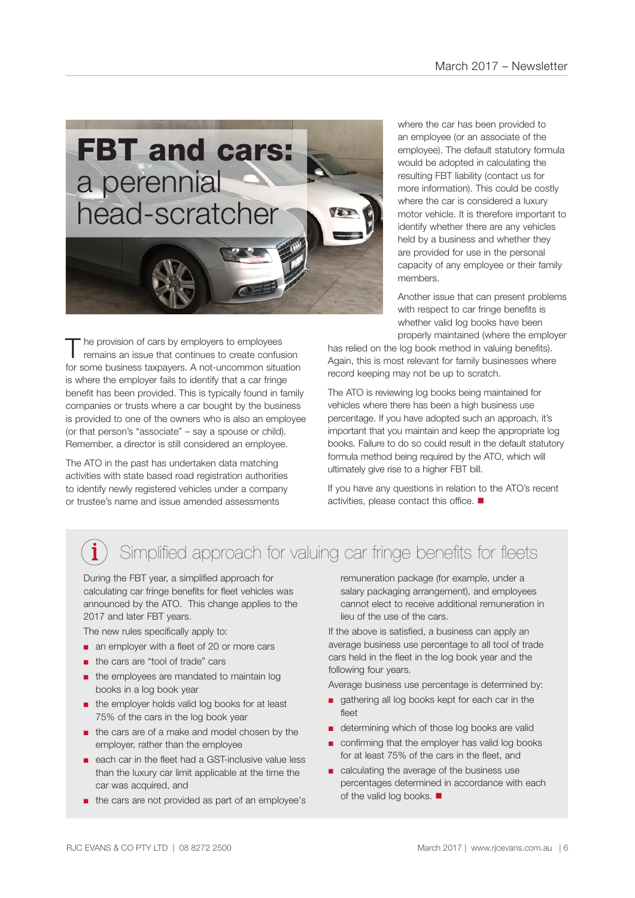# FBT and cars: a perennial head-scratcher

The provision of cars by employers to employees remains an issue that continues to create confusion for some business taxpayers. A not-uncommon situation is where the employer fails to identify that a car fringe benefit has been provided. This is typically found in family companies or trusts where a car bought by the business is provided to one of the owners who is also an employee (or that person's "associate" – say a spouse or child). Remember, a director is still considered an employee.

The ATO in the past has undertaken data matching activities with state based road registration authorities to identify newly registered vehicles under a company or trustee's name and issue amended assessments where the car has been provided to an employee (or an associate of the employee). The default statutory formula would be adopted in calculating the resulting FBT liability (contact us for more information). This could be costly where the car is considered a luxury motor vehicle. It is therefore important to identify whether there are any vehicles held by a business and whether they are provided for use in the personal capacity of any employee or their family members.

Another issue that can present problems with respect to car fringe benefits is whether valid log books have been properly maintained (where the employer has relied on the log book method in valuing benefits). Again, this is most relevant for family businesses where record keeping may not be up to scratch.

The ATO is reviewing log books being maintained for vehicles where there has been a high business use percentage. If you have adopted such an approach, it's important that you maintain and keep the appropriate log books. Failure to do so could result in the default statutory formula method being required by the ATO, which will ultimately give rise to a higher FBT bill.

If you have any questions in relation to the ATO's recent activities, please contact this office. ■

## Simplified approach for valuing car fringe benefits for fleets

During the FBT year, a simplified approach for calculating car fringe benefits for fleet vehicles was announced by the ATO. This change applies to the 2017 and later FBT years.

The new rules specifically apply to:

- an employer with a fleet of 20 or more cars
- the cars are "tool of trade" cars
- the employees are mandated to maintain log books in a log book year
- the employer holds valid log books for at least 75% of the cars in the log book year
- the cars are of a make and model chosen by the employer, rather than the employee
- each car in the fleet had a GST-inclusive value less than the luxury car limit applicable at the time the car was acquired, and
- the cars are not provided as part of an employee's remuneration package (for example, under a salary packaging arrangement), and employees cannot elect to receive additional remuneration in lieu of the use of the cars.

If the above is satisfied, a business can apply an average business use percentage to all tool of trade cars held in the fleet in the log book year and the following four years.

Average business use percentage is determined by:

- gathering all log books kept for each car in the fleet
- determining which of those log books are valid
- confirming that the employer has valid log books for at least 75% of the cars in the fleet, and
- calculating the average of the business use percentages determined in accordance with each of the valid log books. ■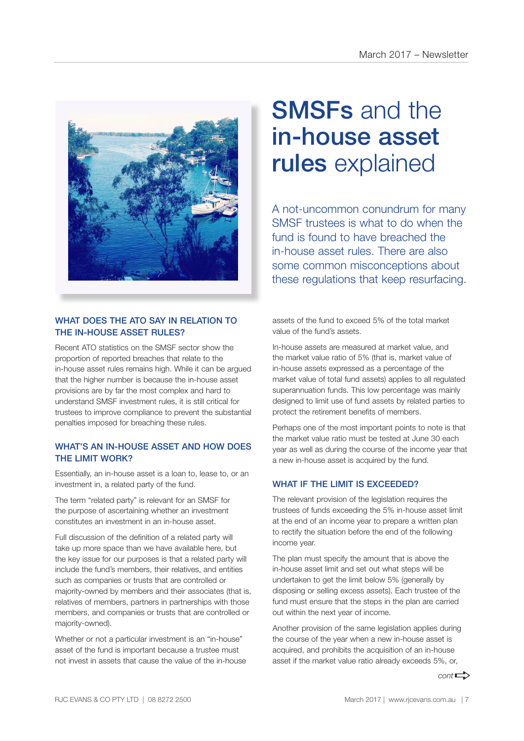# SMSFs and the in-house asset rules explained

A not-uncommon conundrum for many SMSF trustees is what to do when the fund is found to have breached the in-house asset rules. There are also some common misconceptions about these regulations that keep resurfacing.

### WHAT DOES THE ATO SAY IN RELATION TO THE IN-HOUSE ASSET RULES?

Recent ATO statistics on the SMSF sector show the proportion of reported breaches that relate to the in-house asset rules remains high. While it can be argued that the higher number is because the in-house asset provisions are by far the most complex and hard to understand SMSF investment rules, it is still critical for trustees to improve compliance to prevent the substantial penalties imposed for breaching these rules.

### WHAT'S AN IN-HOUSE ASSET AND HOW DOES THE LIMIT WORK?

Essentially, an in-house asset is a loan to, lease to, or an investment in, a related party of the fund.

The term "related party" is relevant for an SMSF for the purpose of ascertaining whether an investment constitutes an investment in an in-house asset.

Full discussion of the definition of a related party will take up more space than we have available here, but the key issue for our purposes is that a related party will include the fund's members, their relatives, and entities such as companies or trusts that are controlled or majority-owned by members and their associates (that is, relatives of members, partners in partnerships with those members, and companies or trusts that are controlled or majority-owned).

Whether or not a particular investment is an "in-house" asset of the fund is important because a trustee must not invest in assets that cause the value of the in-house assets of the fund to exceed 5% of the total market value of the fund's assets.

In-house assets are measured at market value, and the market value ratio of 5% (that is, market value of in-house assets expressed as a percentage of the market value of total fund assets) applies to all regulated superannuation funds. This low percentage was mainly designed to limit use of fund assets by related parties to protect the retirement benefits of members.

Perhaps one of the most important points to note is that the market value ratio must be tested at June 30 each year as well as during the course of the income year that a new in-house asset is acquired by the fund.

### WHAT IF THE LIMIT IS EXCEEDED?

The relevant provision of the legislation requires the trustees of funds exceeding the 5% in-house asset limit at the end of an income year to prepare a written plan to rectify the situation before the end of the following income year.

The plan must specify the amount that is above the in-house asset limit and set out what steps will be undertaken to get the limit below 5% (generally by disposing or selling excess assets). Each trustee of the fund must ensure that the steps in the plan are carried out within the next year of income.

Another provision of the same legislation applies during the course of the year when a new in-house asset is acquired, and prohibits the acquisition of an in-house asset if the market value ratio already exceeds 5%, or,

*cont* ⇨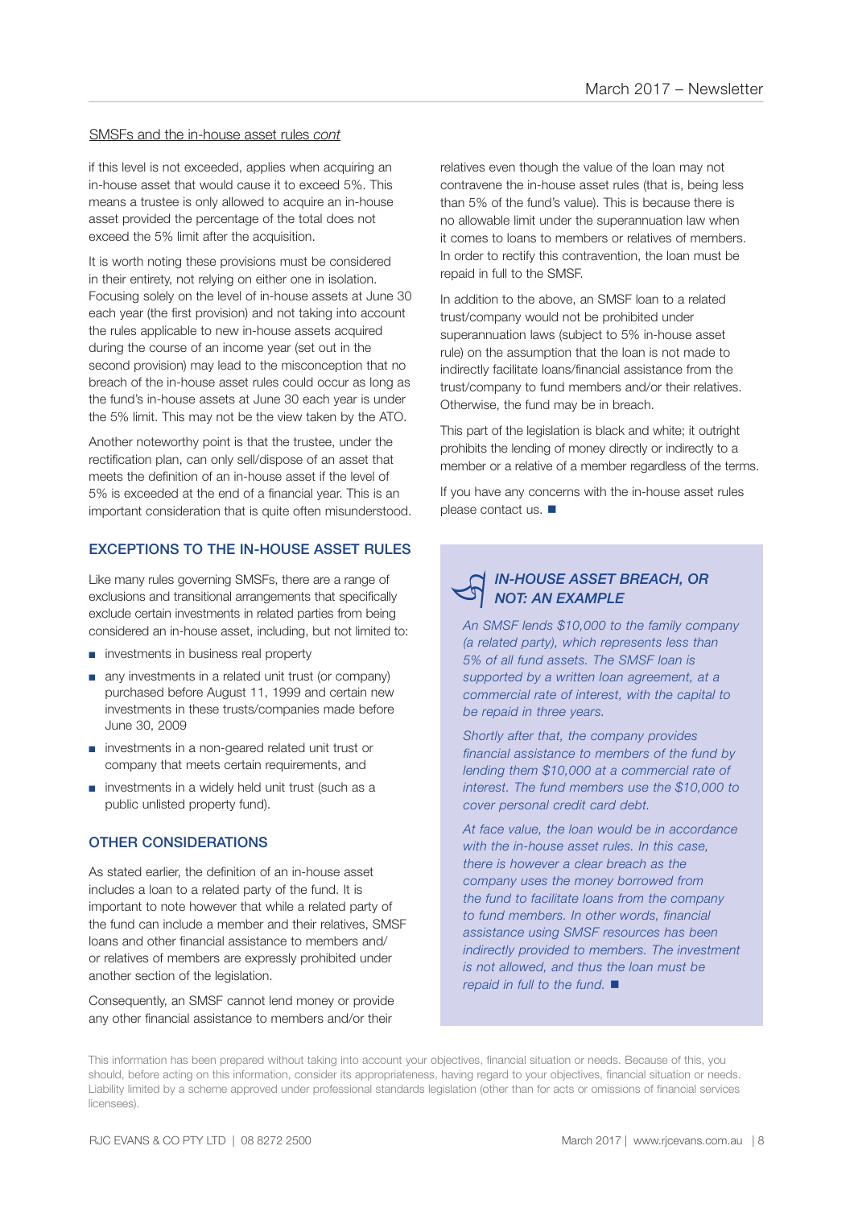SMSFs and the in-house asset rules *cont*

if this level is not exceeded, applies when acquiring an in-house asset that would cause it to exceed 5%. This means a trustee is only allowed to acquire an in-house asset provided the percentage of the total does not exceed the 5% limit after the acquisition.

It is worth noting these provisions must be considered in their entirety, not relying on either one in isolation. Focusing solely on the level of in-house assets at June 30 each year (the first provision) and not taking into account the rules applicable to new in-house assets acquired during the course of an income year (set out in the second provision) may lead to the misconception that no breach of the in-house asset rules could occur as long as the fund's in-house assets at June 30 each year is under the 5% limit. This may not be the view taken by the ATO.

Another noteworthy point is that the trustee, under the rectification plan, can only sell/dispose of an asset that meets the definition of an in-house asset if the level of 5% is exceeded at the end of a financial year. This is an important consideration that is quite often misunderstood.

## EXCEPTIONS TO THE IN-HOUSE ASSET RULES

Like many rules governing SMSFs, there are a range of exclusions and transitional arrangements that specifically exclude certain investments in related parties from being considered an in-house asset, including, but not limited to:

- investments in business real property
- any investments in a related unit trust (or company) purchased before August 11, 1999 and certain new investments in these trusts/companies made before June 30, 2009
- investments in a non-geared related unit trust or company that meets certain requirements, and
- investments in a widely held unit trust (such as a public unlisted property fund).

## OTHER CONSIDERATIONS

As stated earlier, the definition of an in-house asset includes a loan to a related party of the fund. It is important to note however that while a related party of the fund can include a member and their relatives, SMSF loans and other financial assistance to members and/or relatives of members are expressly prohibited under another section of the legislation.

Consequently, an SMSF cannot lend money or provide any other financial assistance to members and/or their relatives even though the value of the loan may not contravene the in-house asset rules (that is, being less than 5% of the fund's value). This is because there is no allowable limit under the superannuation law when it comes to loans to members or relatives of members. In order to rectify this contravention, the loan must be repaid in full to the SMSF.

In addition to the above, an SMSF loan to a related trust/company would not be prohibited under superannuation laws (subject to 5% in-house asset rule) on the assumption that the loan is not made to indirectly facilitate loans/financial assistance from the trust/company to fund members and/or their relatives. Otherwise, the fund may be in breach.

This part of the legislation is black and white; it outright prohibits the lending of money directly or indirectly to a member or a relative of a member regardless of the terms.

If you have any concerns with the in-house asset rules please contact us. ■

### *IN-HOUSE ASSET BREACH, OR NOT: AN EXAMPLE*

*An SMSF lends $10,000 to the family company (a related party), which represents less than 5% of all fund assets. The SMSF loan is supported by a written loan agreement, at a commercial rate of interest, with the capital to be repaid in three years.*

*Shortly after that, the company provides financial assistance to members of the fund by lending them $10,000 at a commercial rate of interest. The fund members use the $10,000 to cover personal credit card debt.*

*At face value, the loan would be in accordance with the in-house asset rules. In this case, there is however a clear breach as the company uses the money borrowed from the fund to facilitate loans from the company to fund members. In other words, financial assistance using SMSF resources has been indirectly provided to members. The investment is not allowed, and thus the loan must be repaid in full to the fund.* ■

This information has been prepared without taking into account your objectives, financial situation or needs. Because of this, you should, before acting on this information, consider its appropriateness, having regard to your objectives, financial situation or needs. Liability limited by a scheme approved under professional standards legislation (other than for acts or omissions of financial services licensees).